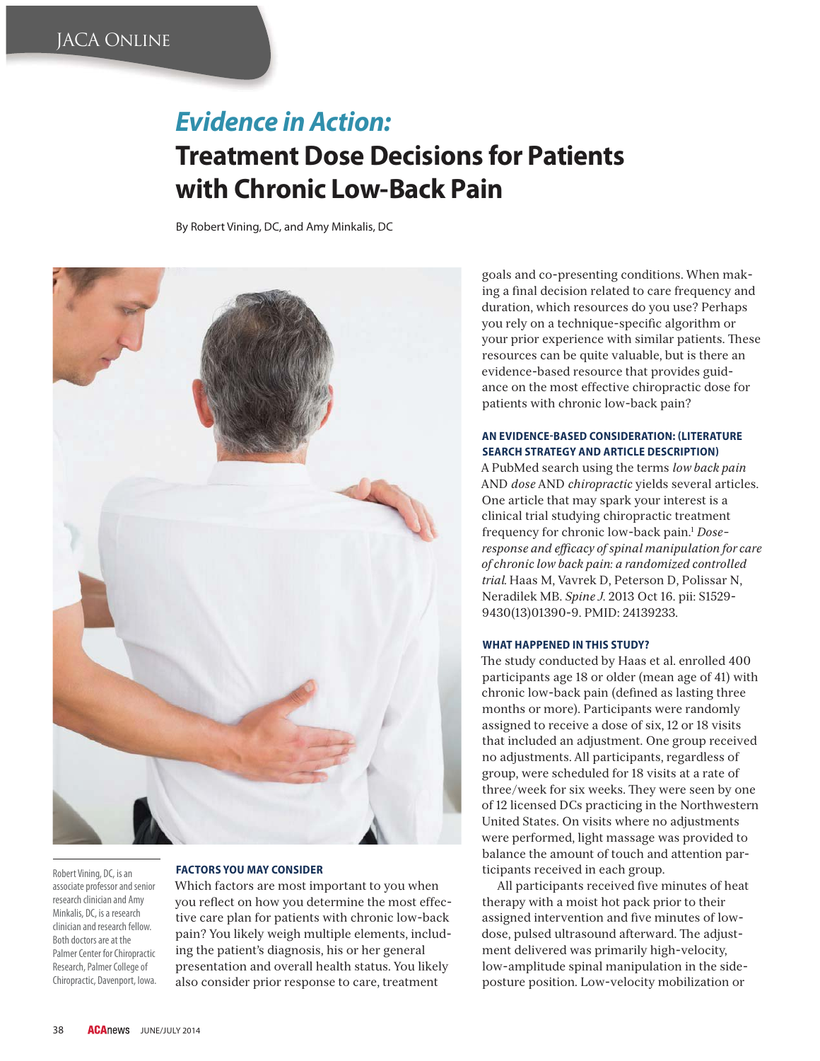# *Evidence in Action:*
# Treatment Dose Decisions for Patients with Chronic Low-Back Pain

By Robert Vining, DC, and Amy Minkalis, DC

Robert Vining, DC, is an associate professor and senior research clinician and Amy Minkalis, DC, is a research clinician and research fellow. Both doctors are at the Palmer Center for Chiropractic Research, Palmer College of Chiropractic, Davenport, Iowa.

### FACTORS YOU MAY CONSIDER

Which factors are most important to you when you reflect on how you determine the most effective care plan for patients with chronic low-back pain? You likely weigh multiple elements, including the patient's diagnosis, his or her general presentation and overall health status. You likely also consider prior response to care, treatment goals and co-presenting conditions. When making a final decision related to care frequency and duration, which resources do you use? Perhaps you rely on a technique-specific algorithm or your prior experience with similar patients. These resources can be quite valuable, but is there an evidence-based resource that provides guidance on the most effective chiropractic dose for patients with chronic low-back pain?

### AN EVIDENCE-BASED CONSIDERATION: (LITERATURE SEARCH STRATEGY AND ARTICLE DESCRIPTION)

A PubMed search using the terms *low back pain* AND *dose* AND *chiropractic* yields several articles. One article that may spark your interest is a clinical trial studying chiropractic treatment frequency for chronic low-back pain.[1] *Dose-response and efficacy of spinal manipulation for care of chronic low back pain: a randomized controlled trial.* Haas M, Vavrek D, Peterson D, Polissar N, Neradilek MB. *Spine J.* 2013 Oct 16. pii: S1529-9430(13)01390-9. PMID: 24139233.

### WHAT HAPPENED IN THIS STUDY?

The study conducted by Haas et al. enrolled 400 participants age 18 or older (mean age of 41) with chronic low-back pain (defined as lasting three months or more). Participants were randomly assigned to receive a dose of six, 12 or 18 visits that included an adjustment. One group received no adjustments. All participants, regardless of group, were scheduled for 18 visits at a rate of three/week for six weeks. They were seen by one of 12 licensed DCs practicing in the Northwestern United States. On visits where no adjustments were performed, light massage was provided to balance the amount of touch and attention participants received in each group.

All participants received five minutes of heat therapy with a moist hot pack prior to their assigned intervention and five minutes of low-dose, pulsed ultrasound afterward. The adjustment delivered was primarily high-velocity, low-amplitude spinal manipulation in the side-posture position. Low-velocity mobilization or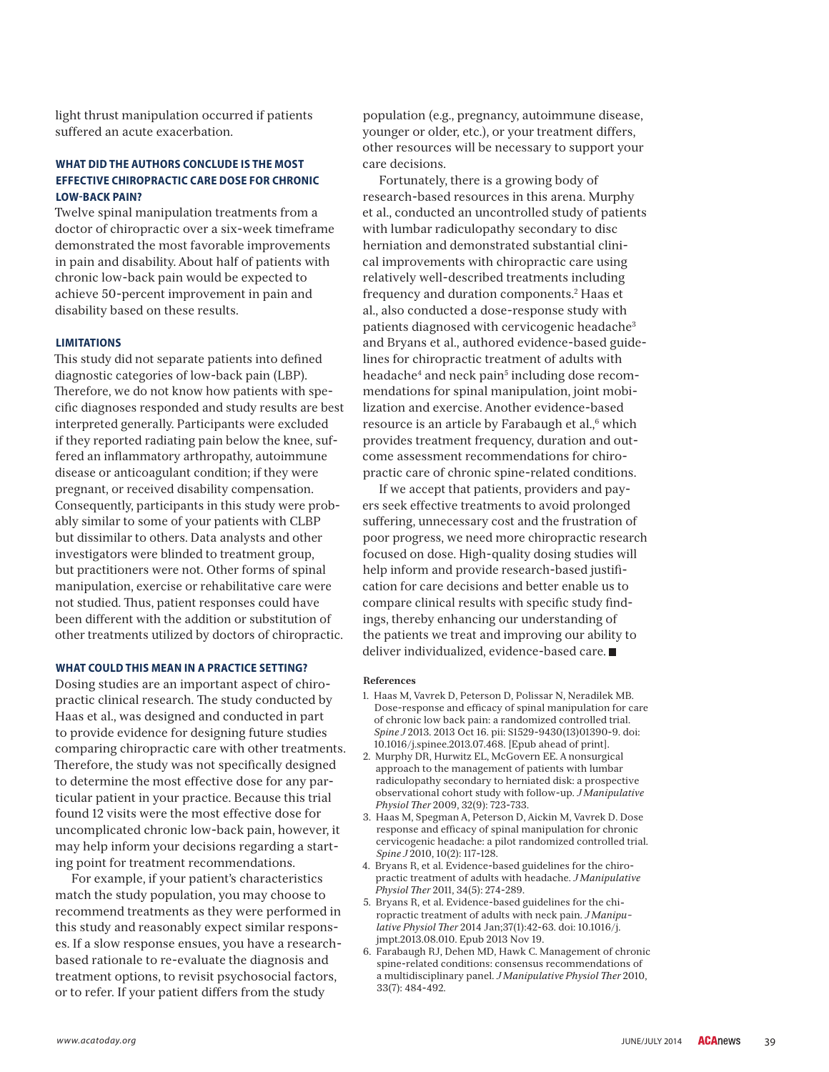light thrust manipulation occurred if patients suffered an acute exacerbation.

### WHAT DID THE AUTHORS CONCLUDE IS THE MOST EFFECTIVE CHIROPRACTIC CARE DOSE FOR CHRONIC LOW-BACK PAIN?

Twelve spinal manipulation treatments from a doctor of chiropractic over a six-week timeframe demonstrated the most favorable improvements in pain and disability. About half of patients with chronic low-back pain would be expected to achieve 50-percent improvement in pain and disability based on these results.

### LIMITATIONS

This study did not separate patients into defined diagnostic categories of low-back pain (LBP). Therefore, we do not know how patients with specific diagnoses responded and study results are best interpreted generally. Participants were excluded if they reported radiating pain below the knee, suffered an inflammatory arthropathy, autoimmune disease or anticoagulant condition; if they were pregnant, or received disability compensation. Consequently, participants in this study were probably similar to some of your patients with CLBP but dissimilar to others. Data analysts and other investigators were blinded to treatment group, but practitioners were not. Other forms of spinal manipulation, exercise or rehabilitative care were not studied. Thus, patient responses could have been different with the addition or substitution of other treatments utilized by doctors of chiropractic.

### WHAT COULD THIS MEAN IN A PRACTICE SETTING?

Dosing studies are an important aspect of chiropractic clinical research. The study conducted by Haas et al., was designed and conducted in part to provide evidence for designing future studies comparing chiropractic care with other treatments. Therefore, the study was not specifically designed to determine the most effective dose for any particular patient in your practice. Because this trial found 12 visits were the most effective dose for uncomplicated chronic low-back pain, however, it may help inform your decisions regarding a starting point for treatment recommendations.

For example, if your patient's characteristics match the study population, you may choose to recommend treatments as they were performed in this study and reasonably expect similar responses. If a slow response ensues, you have a research-based rationale to re-evaluate the diagnosis and treatment options, to revisit psychosocial factors, or to refer. If your patient differs from the study population (e.g., pregnancy, autoimmune disease, younger or older, etc.), or your treatment differs, other resources will be necessary to support your care decisions.

Fortunately, there is a growing body of research-based resources in this arena. Murphy et al., conducted an uncontrolled study of patients with lumbar radiculopathy secondary to disc herniation and demonstrated substantial clinical improvements with chiropractic care using relatively well-described treatments including frequency and duration components.[2] Haas et al., also conducted a dose-response study with patients diagnosed with cervicogenic headache[3] and Bryans et al., authored evidence-based guidelines for chiropractic treatment of adults with headache[4] and neck pain[5] including dose recommendations for spinal manipulation, joint mobilization and exercise. Another evidence-based resource is an article by Farabaugh et al.,[6] which provides treatment frequency, duration and outcome assessment recommendations for chiropractic care of chronic spine-related conditions.

If we accept that patients, providers and payers seek effective treatments to avoid prolonged suffering, unnecessary cost and the frustration of poor progress, we need more chiropractic research focused on dose. High-quality dosing studies will help inform and provide research-based justification for care decisions and better enable us to compare clinical results with specific study findings, thereby enhancing our understanding of the patients we treat and improving our ability to deliver individualized, evidence-based care. ■

#### References

1. Haas M, Vavrek D, Peterson D, Polissar N, Neradilek MB. Dose-response and efficacy of spinal manipulation for care of chronic low back pain: a randomized controlled trial. *Spine J* 2013. 2013 Oct 16. pii: S1529-9430(13)01390-9. doi: 10.1016/j.spinee.2013.07.468. [Epub ahead of print].
2. Murphy DR, Hurwitz EL, McGovern EE. A nonsurgical approach to the management of patients with lumbar radiculopathy secondary to herniated disk: a prospective observational cohort study with follow-up. *J Manipulative Physiol Ther* 2009, 32(9): 723-733.
3. Haas M, Spegman A, Peterson D, Aickin M, Vavrek D. Dose response and efficacy of spinal manipulation for chronic cervicogenic headache: a pilot randomized controlled trial. *Spine J* 2010, 10(2): 117-128.
4. Bryans R, et al. Evidence-based guidelines for the chiropractic treatment of adults with headache. *J Manipulative Physiol Ther* 2011, 34(5): 274-289.
5. Bryans R, et al. Evidence-based guidelines for the chiropractic treatment of adults with neck pain. *J Manipulative Physiol Ther* 2014 Jan;37(1):42-63. doi: 10.1016/j.jmpt.2013.08.010. Epub 2013 Nov 19.
6. Farabaugh RJ, Dehen MD, Hawk C. Management of chronic spine-related conditions: consensus recommendations of a multidisciplinary panel. *J Manipulative Physiol Ther* 2010, 33(7): 484-492.